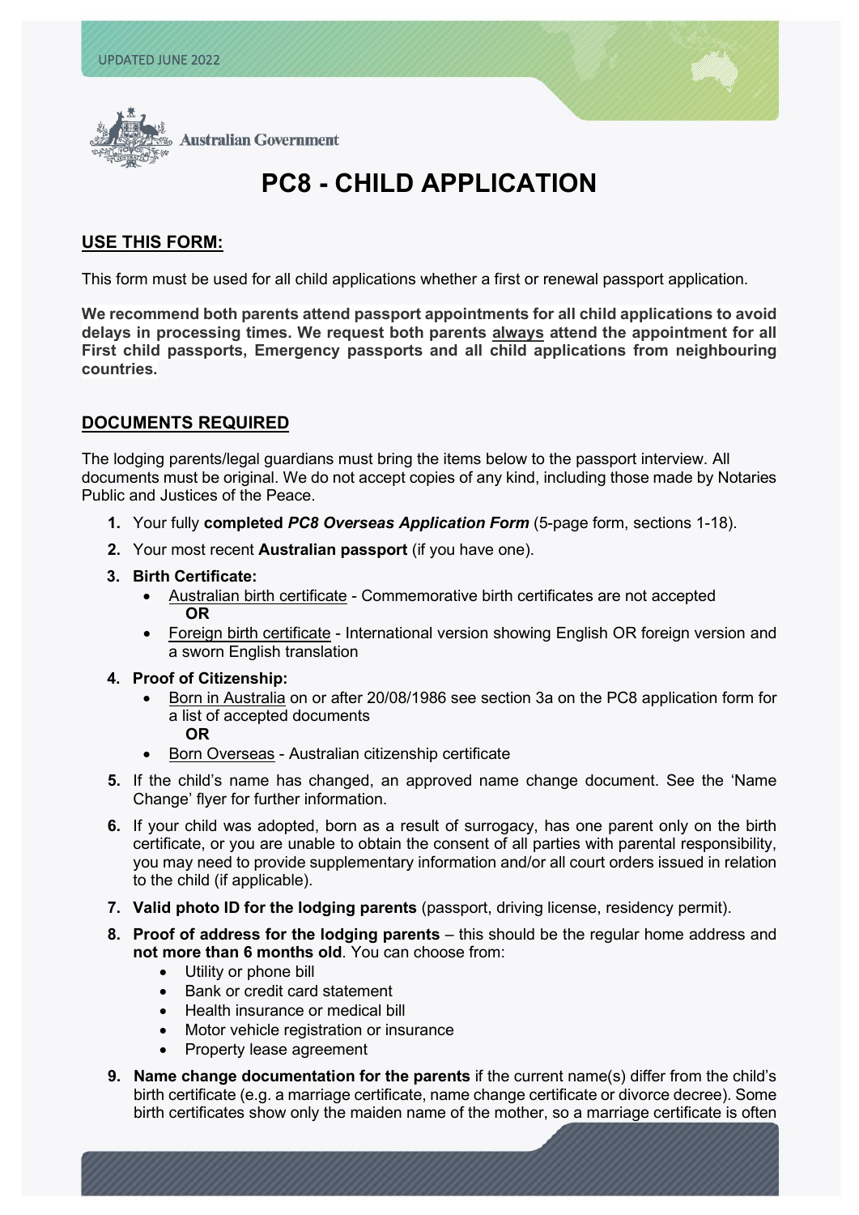UPDATED JUNE 2022

Australian Government

# PC8 - CHILD APPLICATION

## USE THIS FORM:

This form must be used for all child applications whether a first or renewal passport application.

**We recommend both parents attend passport appointments for all child applications to avoid delays in processing times. We request both parents always attend the appointment for all First child passports, Emergency passports and all child applications from neighbouring countries.**

## DOCUMENTS REQUIRED

The lodging parents/legal guardians must bring the items below to the passport interview. All documents must be original. We do not accept copies of any kind, including those made by Notaries Public and Justices of the Peace.

1. Your fully **completed *PC8 Overseas Application Form*** (5-page form, sections 1-18).
2. Your most recent **Australian passport** (if you have one).
3. **Birth Certificate:**
   - Australian birth certificate - Commemorative birth certificates are not accepted
     **OR**
   - Foreign birth certificate - International version showing English OR foreign version and a sworn English translation
4. **Proof of Citizenship:**
   - Born in Australia on or after 20/08/1986 see section 3a on the PC8 application form for a list of accepted documents
     **OR**
   - Born Overseas - Australian citizenship certificate
5. If the child's name has changed, an approved name change document. See the 'Name Change' flyer for further information.
6. If your child was adopted, born as a result of surrogacy, has one parent only on the birth certificate, or you are unable to obtain the consent of all parties with parental responsibility, you may need to provide supplementary information and/or all court orders issued in relation to the child (if applicable).
7. **Valid photo ID for the lodging parents** (passport, driving license, residency permit).
8. **Proof of address for the lodging parents** – this should be the regular home address and **not more than 6 months old**. You can choose from:
   - Utility or phone bill
   - Bank or credit card statement
   - Health insurance or medical bill
   - Motor vehicle registration or insurance
   - Property lease agreement
9. **Name change documentation for the parents** if the current name(s) differ from the child's birth certificate (e.g. a marriage certificate, name change certificate or divorce decree). Some birth certificates show only the maiden name of the mother, so a marriage certificate is often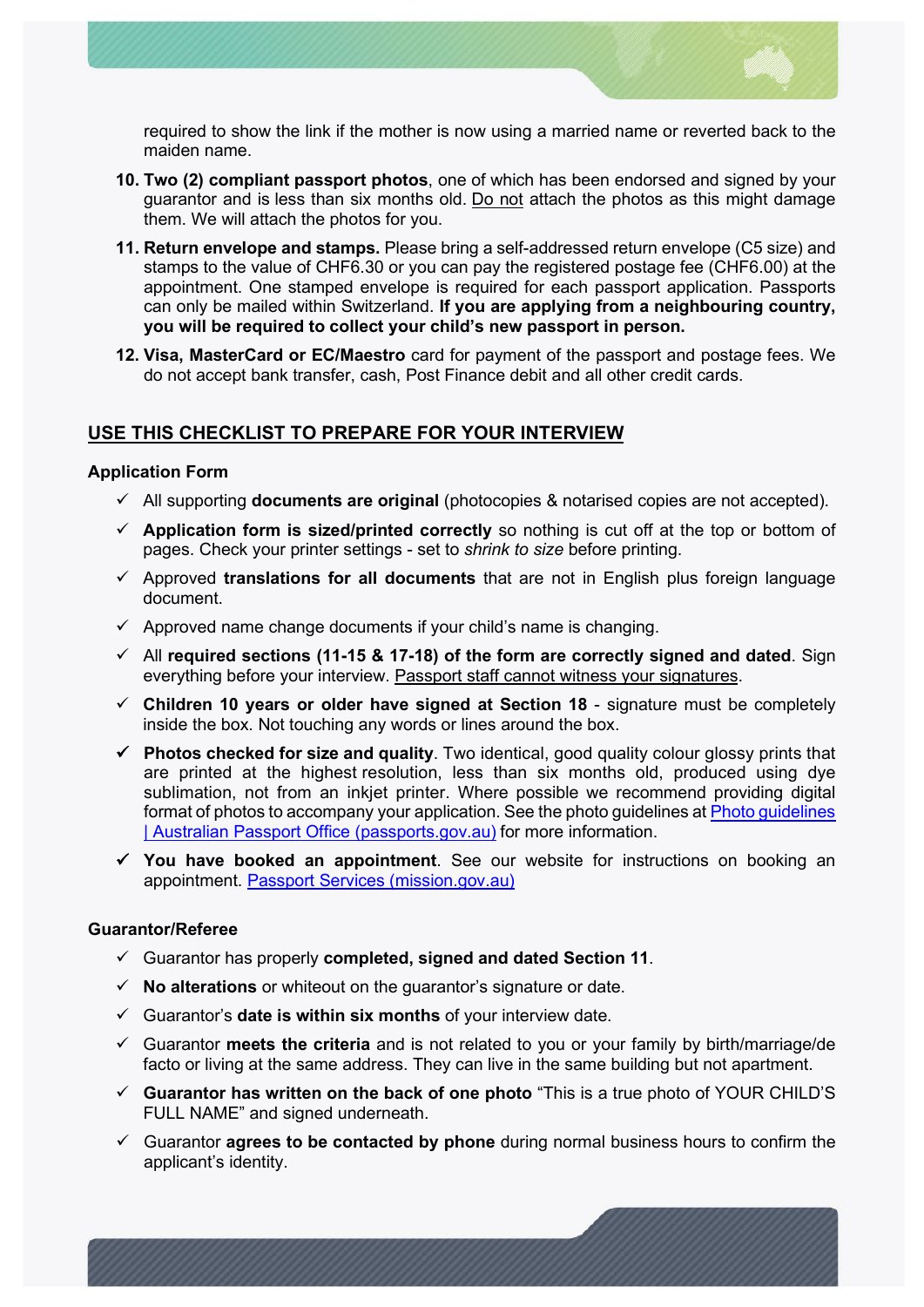required to show the link if the mother is now using a married name or reverted back to the maiden name.

10. **Two (2) compliant passport photos**, one of which has been endorsed and signed by your guarantor and is less than six months old. Do not attach the photos as this might damage them. We will attach the photos for you.
11. **Return envelope and stamps.** Please bring a self-addressed return envelope (C5 size) and stamps to the value of CHF6.30 or you can pay the registered postage fee (CHF6.00) at the appointment. One stamped envelope is required for each passport application. Passports can only be mailed within Switzerland. **If you are applying from a neighbouring country, you will be required to collect your child's new passport in person.**
12. **Visa, MasterCard or EC/Maestro** card for payment of the passport and postage fees. We do not accept bank transfer, cash, Post Finance debit and all other credit cards.

## USE THIS CHECKLIST TO PREPARE FOR YOUR INTERVIEW

### Application Form

- ✓ All supporting **documents are original** (photocopies & notarised copies are not accepted).
- ✓ **Application form is sized/printed correctly** so nothing is cut off at the top or bottom of pages. Check your printer settings - set to *shrink to size* before printing.
- ✓ Approved **translations for all documents** that are not in English plus foreign language document.
- ✓ Approved name change documents if your child's name is changing.
- ✓ All **required sections (11-15 & 17-18) of the form are correctly signed and dated**. Sign everything before your interview. Passport staff cannot witness your signatures.
- ✓ **Children 10 years or older have signed at Section 18** - signature must be completely inside the box. Not touching any words or lines around the box.
- ✓ **Photos checked for size and quality**. Two identical, good quality colour glossy prints that are printed at the highest resolution, less than six months old, produced using dye sublimation, not from an inkjet printer. Where possible we recommend providing digital format of photos to accompany your application. See the photo guidelines at [Photo guidelines | Australian Passport Office (passports.gov.au)](passports.gov.au) for more information.
- ✓ **You have booked an appointment**. See our website for instructions on booking an appointment. [Passport Services (mission.gov.au)](mission.gov.au)

### Guarantor/Referee

- ✓ Guarantor has properly **completed, signed and dated Section 11**.
- ✓ **No alterations** or whiteout on the guarantor's signature or date.
- ✓ Guarantor's **date is within six months** of your interview date.
- ✓ Guarantor **meets the criteria** and is not related to you or your family by birth/marriage/de facto or living at the same address. They can live in the same building but not apartment.
- ✓ **Guarantor has written on the back of one photo** "This is a true photo of YOUR CHILD'S FULL NAME" and signed underneath.
- ✓ Guarantor **agrees to be contacted by phone** during normal business hours to confirm the applicant's identity.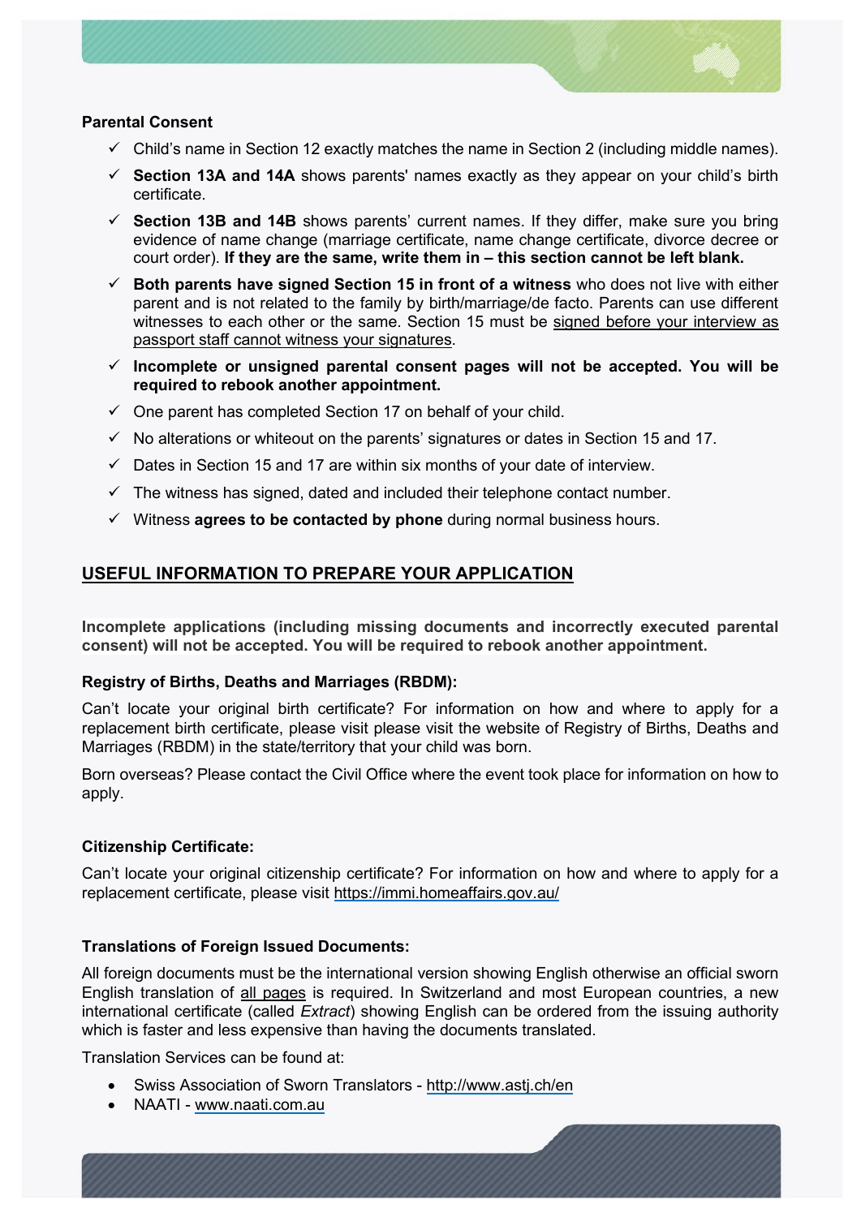**Parental Consent**

- ✓ Child's name in Section 12 exactly matches the name in Section 2 (including middle names).
- ✓ **Section 13A and 14A** shows parents' names exactly as they appear on your child's birth certificate.
- ✓ **Section 13B and 14B** shows parents' current names. If they differ, make sure you bring evidence of name change (marriage certificate, name change certificate, divorce decree or court order). **If they are the same, write them in – this section cannot be left blank.**
- ✓ **Both parents have signed Section 15 in front of a witness** who does not live with either parent and is not related to the family by birth/marriage/de facto. Parents can use different witnesses to each other or the same. Section 15 must be signed before your interview as passport staff cannot witness your signatures.
- ✓ **Incomplete or unsigned parental consent pages will not be accepted. You will be required to rebook another appointment.**
- ✓ One parent has completed Section 17 on behalf of your child.
- ✓ No alterations or whiteout on the parents' signatures or dates in Section 15 and 17.
- ✓ Dates in Section 15 and 17 are within six months of your date of interview.
- ✓ The witness has signed, dated and included their telephone contact number.
- ✓ Witness **agrees to be contacted by phone** during normal business hours.

## USEFUL INFORMATION TO PREPARE YOUR APPLICATION

**Incomplete applications (including missing documents and incorrectly executed parental consent) will not be accepted. You will be required to rebook another appointment.**

**Registry of Births, Deaths and Marriages (RBDM):**

Can't locate your original birth certificate? For information on how and where to apply for a replacement birth certificate, please visit please visit the website of Registry of Births, Deaths and Marriages (RBDM) in the state/territory that your child was born.

Born overseas? Please contact the Civil Office where the event took place for information on how to apply.

**Citizenship Certificate:**

Can't locate your original citizenship certificate? For information on how and where to apply for a replacement certificate, please visit https://immi.homeaffairs.gov.au/

**Translations of Foreign Issued Documents:**

All foreign documents must be the international version showing English otherwise an official sworn English translation of all pages is required. In Switzerland and most European countries, a new international certificate (called *Extract*) showing English can be ordered from the issuing authority which is faster and less expensive than having the documents translated.

Translation Services can be found at:

- Swiss Association of Sworn Translators - http://www.astj.ch/en
- NAATI - www.naati.com.au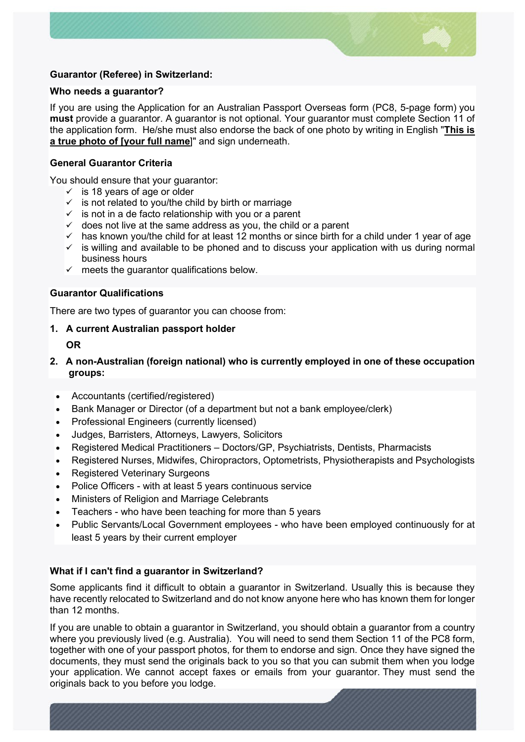### Guarantor (Referee) in Switzerland:

### Who needs a guarantor?

If you are using the Application for an Australian Passport Overseas form (PC8, 5-page form) you **must** provide a guarantor. A guarantor is not optional. Your guarantor must complete Section 11 of the application form. He/she must also endorse the back of one photo by writing in English "**This is a true photo of [your full name]**" and sign underneath.

### General Guarantor Criteria

You should ensure that your guarantor:

- ✓ is 18 years of age or older
- ✓ is not related to you/the child by birth or marriage
- ✓ is not in a de facto relationship with you or a parent
- ✓ does not live at the same address as you, the child or a parent
- ✓ has known you/the child for at least 12 months or since birth for a child under 1 year of age
- ✓ is willing and available to be phoned and to discuss your application with us during normal business hours
- ✓ meets the guarantor qualifications below.

### Guarantor Qualifications

There are two types of guarantor you can choose from:

1. **A current Australian passport holder**

   **OR**

2. **A non-Australian (foreign national) who is currently employed in one of these occupation groups:**

- Accountants (certified/registered)
- Bank Manager or Director (of a department but not a bank employee/clerk)
- Professional Engineers (currently licensed)
- Judges, Barristers, Attorneys, Lawyers, Solicitors
- Registered Medical Practitioners – Doctors/GP, Psychiatrists, Dentists, Pharmacists
- Registered Nurses, Midwifes, Chiropractors, Optometrists, Physiotherapists and Psychologists
- Registered Veterinary Surgeons
- Police Officers - with at least 5 years continuous service
- Ministers of Religion and Marriage Celebrants
- Teachers - who have been teaching for more than 5 years
- Public Servants/Local Government employees - who have been employed continuously for at least 5 years by their current employer

### What if I can't find a guarantor in Switzerland?

Some applicants find it difficult to obtain a guarantor in Switzerland. Usually this is because they have recently relocated to Switzerland and do not know anyone here who has known them for longer than 12 months.

If you are unable to obtain a guarantor in Switzerland, you should obtain a guarantor from a country where you previously lived (e.g. Australia). You will need to send them Section 11 of the PC8 form, together with one of your passport photos, for them to endorse and sign. Once they have signed the documents, they must send the originals back to you so that you can submit them when you lodge your application. We cannot accept faxes or emails from your guarantor. They must send the originals back to you before you lodge.